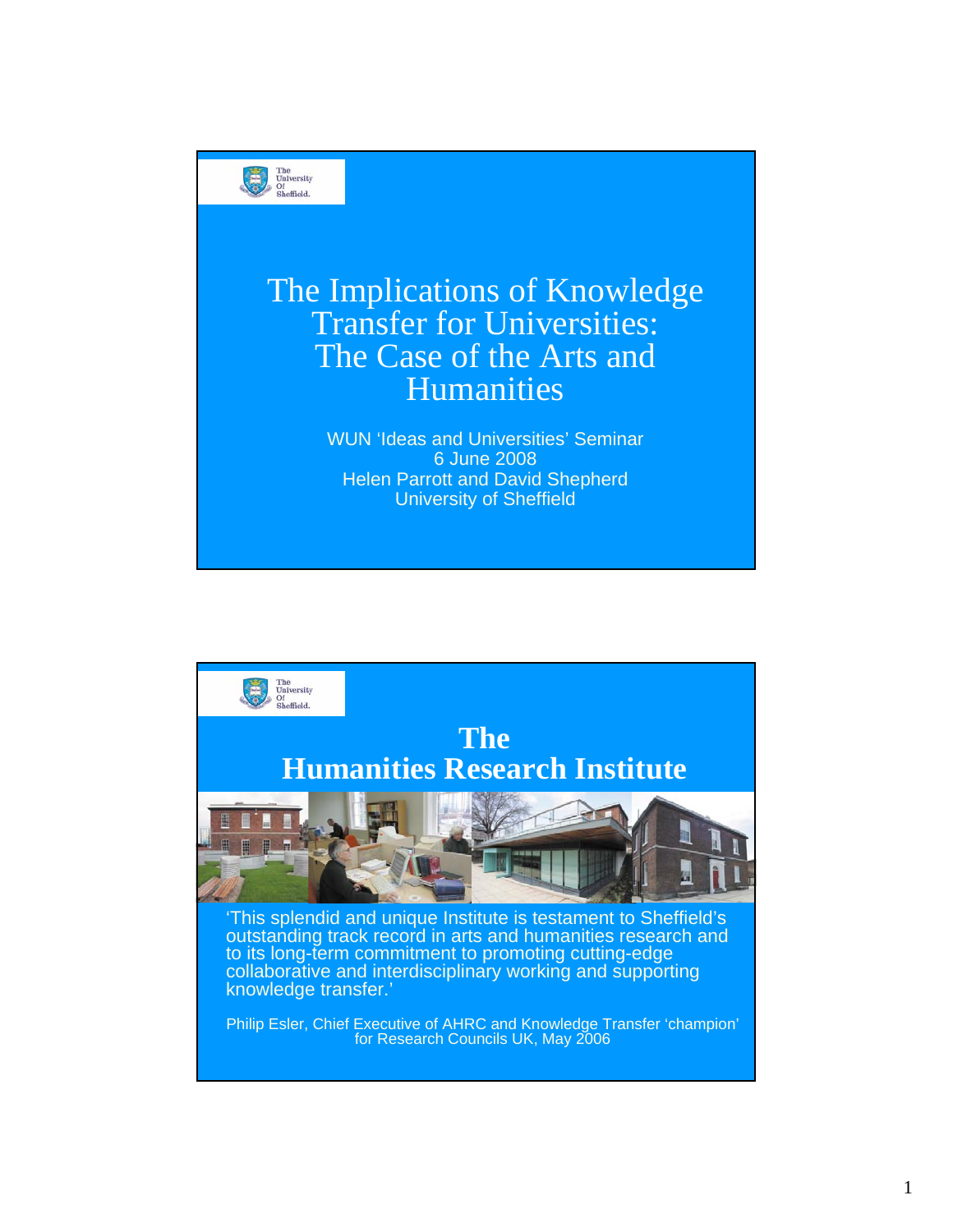The University Of Sheffield.

# The Implications of Knowledge Transfer for Universities: The Case of the Arts and Humanities

WUN 'Ideas and Universities' Seminar
6 June 2008
Helen Parrott and David Shepherd
University of Sheffield

---

The University Of Sheffield.

## The Humanities Research Institute

'This splendid and unique Institute is testament to Sheffield's outstanding track record in arts and humanities research and to its long-term commitment to promoting cutting-edge collaborative and interdisciplinary working and supporting knowledge transfer.'

Philip Esler, Chief Executive of AHRC and Knowledge Transfer 'champion' for Research Councils UK, May 2006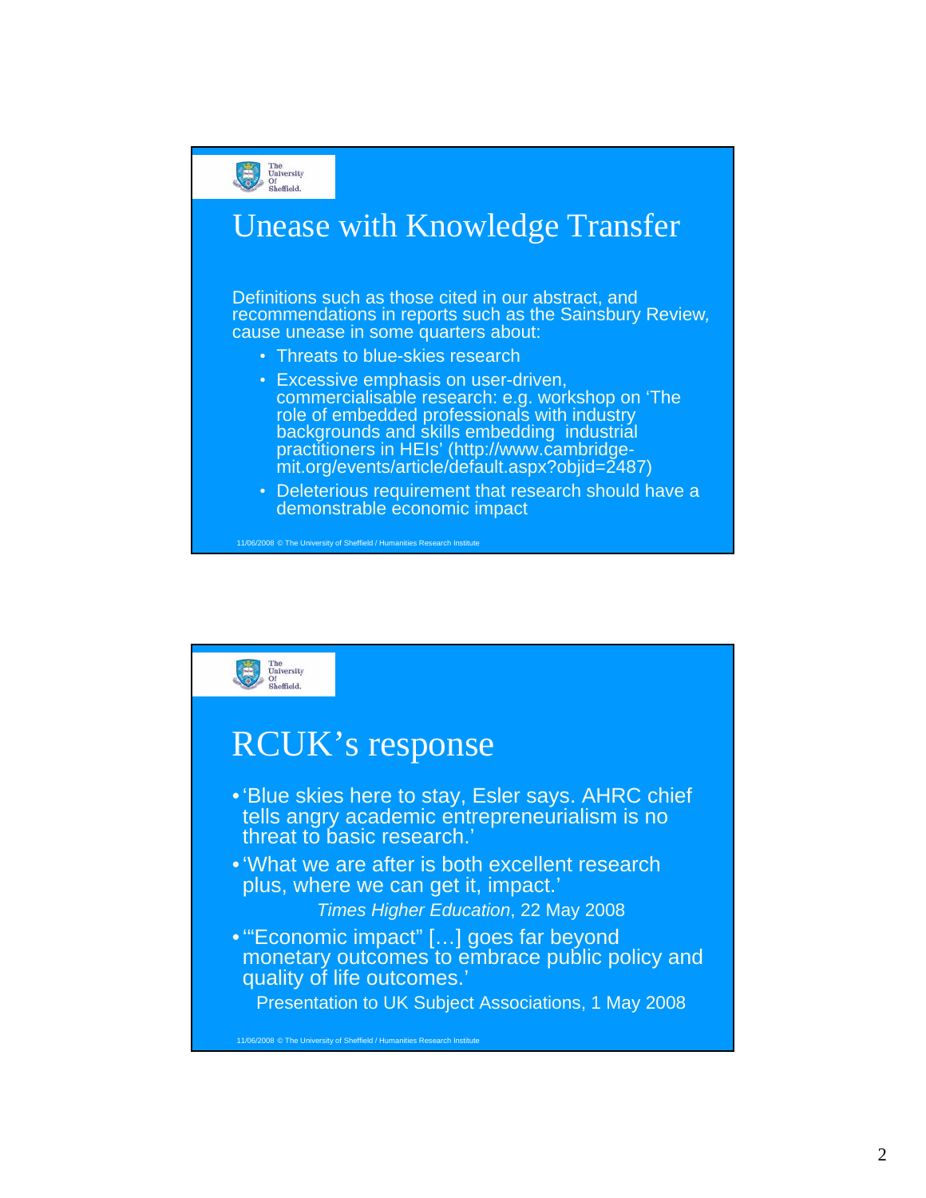## Unease with Knowledge Transfer

Definitions such as those cited in our abstract, and recommendations in reports such as the Sainsbury Review, cause unease in some quarters about:

- Threats to blue-skies research
- Excessive emphasis on user-driven, commercialisable research: e.g. workshop on 'The role of embedded professionals with industry backgrounds and skills embedding industrial practitioners in HEIs' (http://www.cambridge-mit.org/events/article/default.aspx?objid=2487)
- Deleterious requirement that research should have a demonstrable economic impact

## RCUK's response

- 'Blue skies here to stay, Esler says. AHRC chief tells angry academic entrepreneurialism is no threat to basic research.'
- 'What we are after is both excellent research plus, where we can get it, impact.'

  *Times Higher Education*, 22 May 2008

- '"Economic impact" […] goes far beyond monetary outcomes to embrace public policy and quality of life outcomes.'

  Presentation to UK Subject Associations, 1 May 2008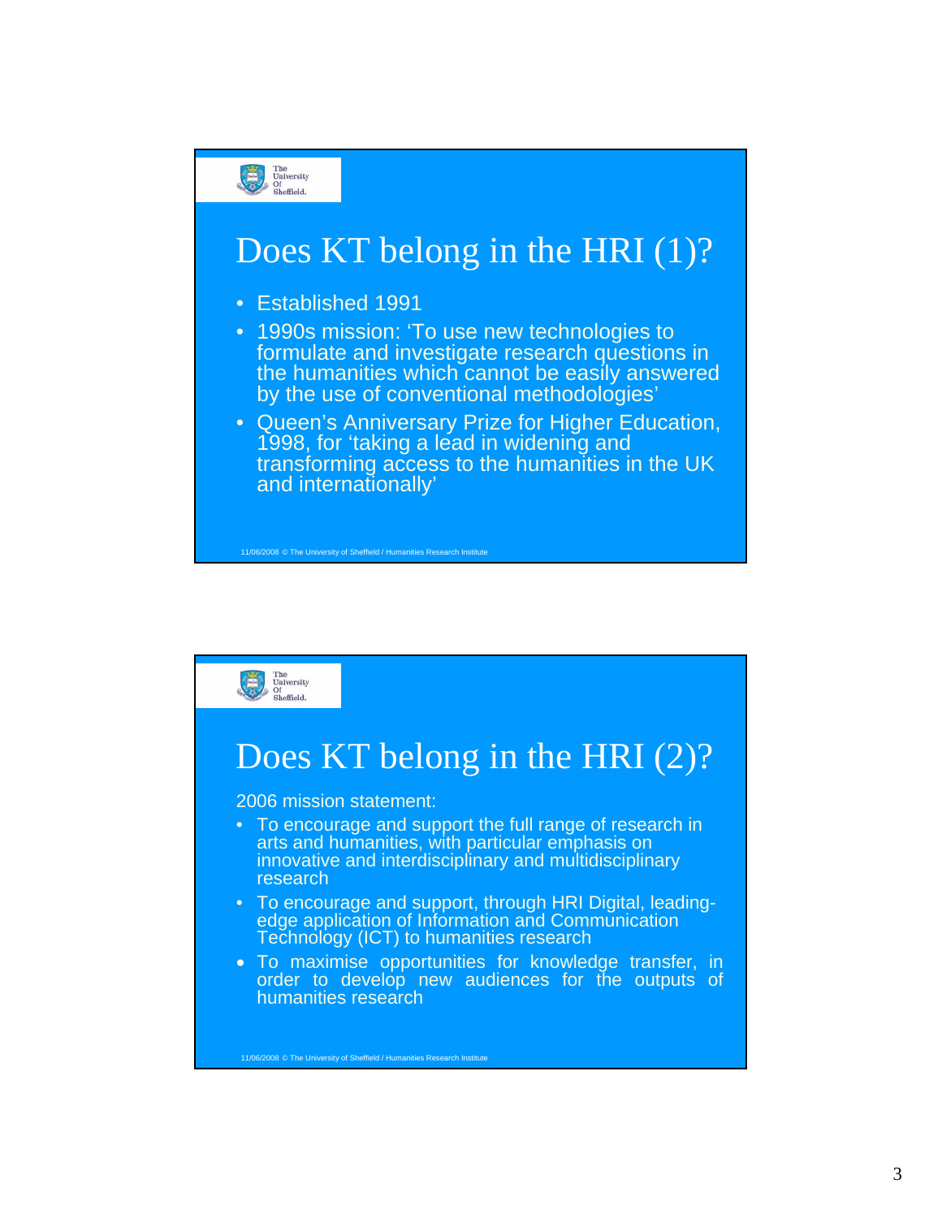## Does KT belong in the HRI (1)?

- Established 1991
- 1990s mission: 'To use new technologies to formulate and investigate research questions in the humanities which cannot be easily answered by the use of conventional methodologies'
- Queen's Anniversary Prize for Higher Education, 1998, for 'taking a lead in widening and transforming access to the humanities in the UK and internationally'

## Does KT belong in the HRI (2)?

2006 mission statement:

- To encourage and support the full range of research in arts and humanities, with particular emphasis on innovative and interdisciplinary and multidisciplinary research
- To encourage and support, through HRI Digital, leading-edge application of Information and Communication Technology (ICT) to humanities research
- To maximise opportunities for knowledge transfer, in order to develop new audiences for the outputs of humanities research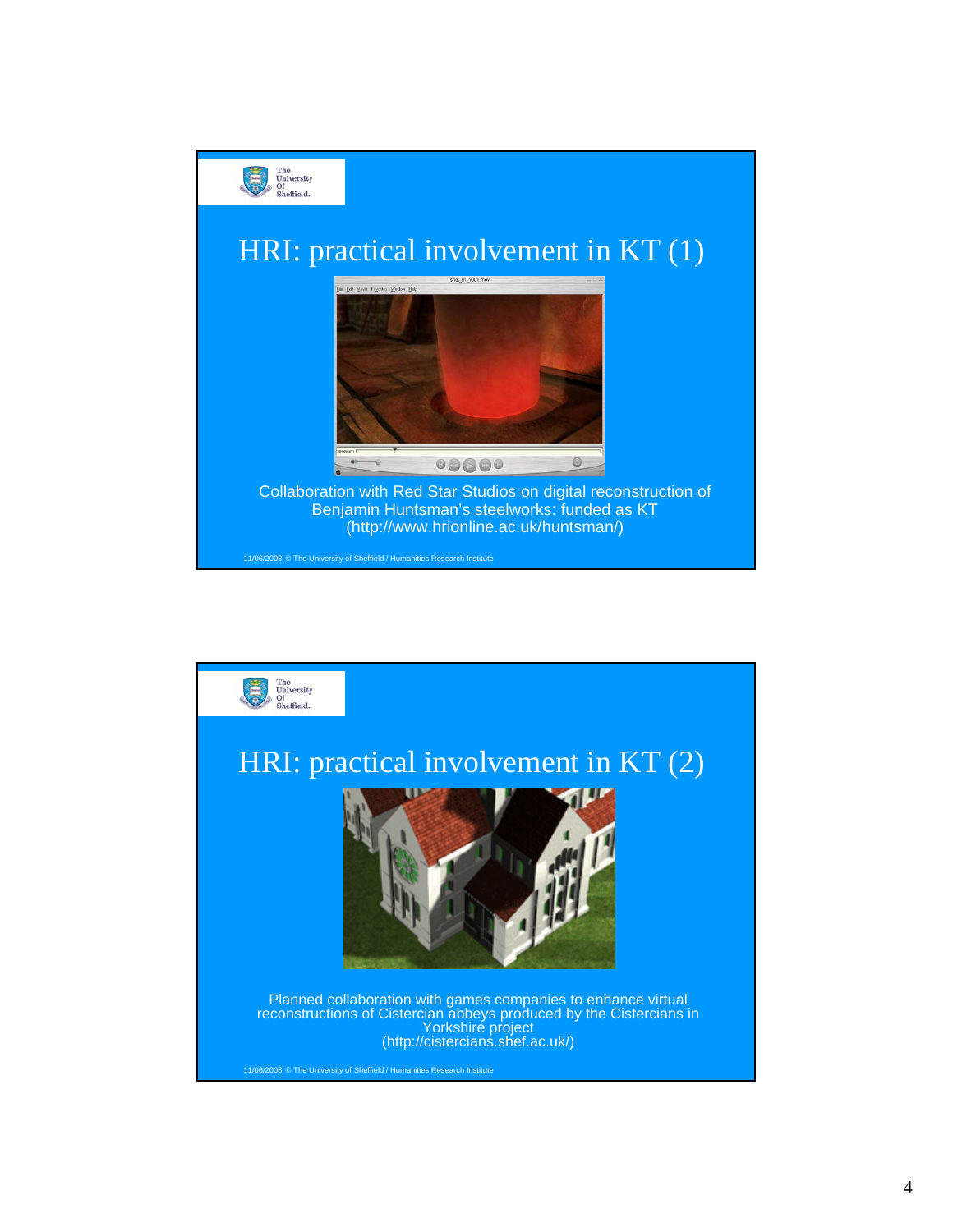## HRI: practical involvement in KT (1)

Collaboration with Red Star Studios on digital reconstruction of Benjamin Huntsman's steelworks: funded as KT (http://www.hrionline.ac.uk/huntsman/)

11/06/2008 © The University of Sheffield / Humanities Research Institute

## HRI: practical involvement in KT (2)

Planned collaboration with games companies to enhance virtual reconstructions of Cistercian abbeys produced by the Cistercians in Yorkshire project (http://cistercians.shef.ac.uk/)

11/06/2008 © The University of Sheffield / Humanities Research Institute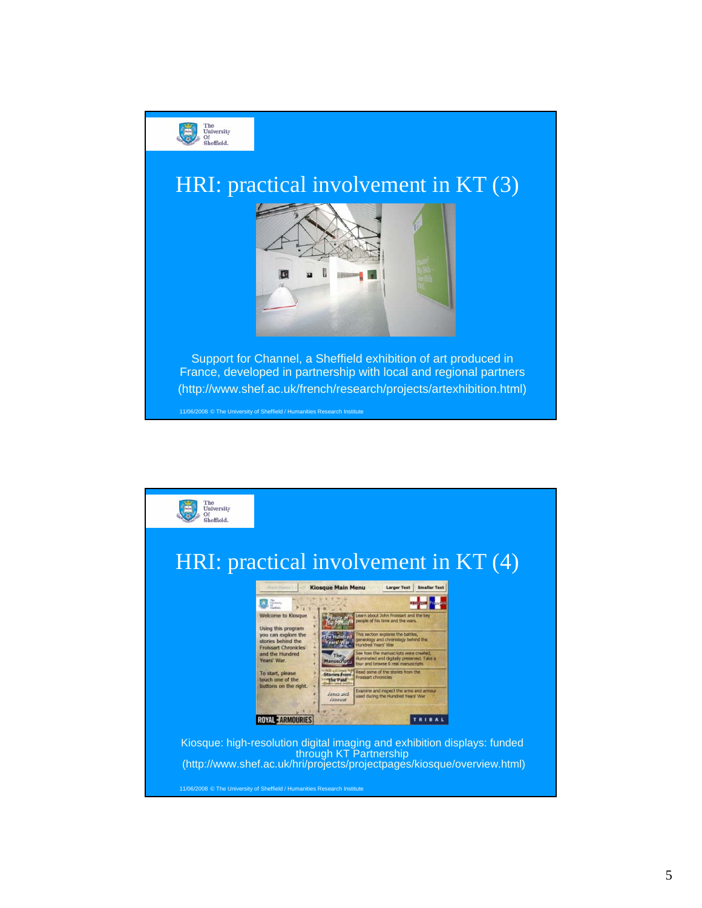# HRI: practical involvement in KT (3)

Support for Channel, a Sheffield exhibition of art produced in France, developed in partnership with local and regional partners (http://www.shef.ac.uk/french/research/projects/artexhibition.html)

11/06/2008 © The University of Sheffield / Humanities Research Institute

# HRI: practical involvement in KT (4)

Kiosque: high-resolution digital imaging and exhibition displays: funded through KT Partnership (http://www.shef.ac.uk/hri/projects/projectpages/kiosque/overview.html)

11/06/2008 © The University of Sheffield / Humanities Research Institute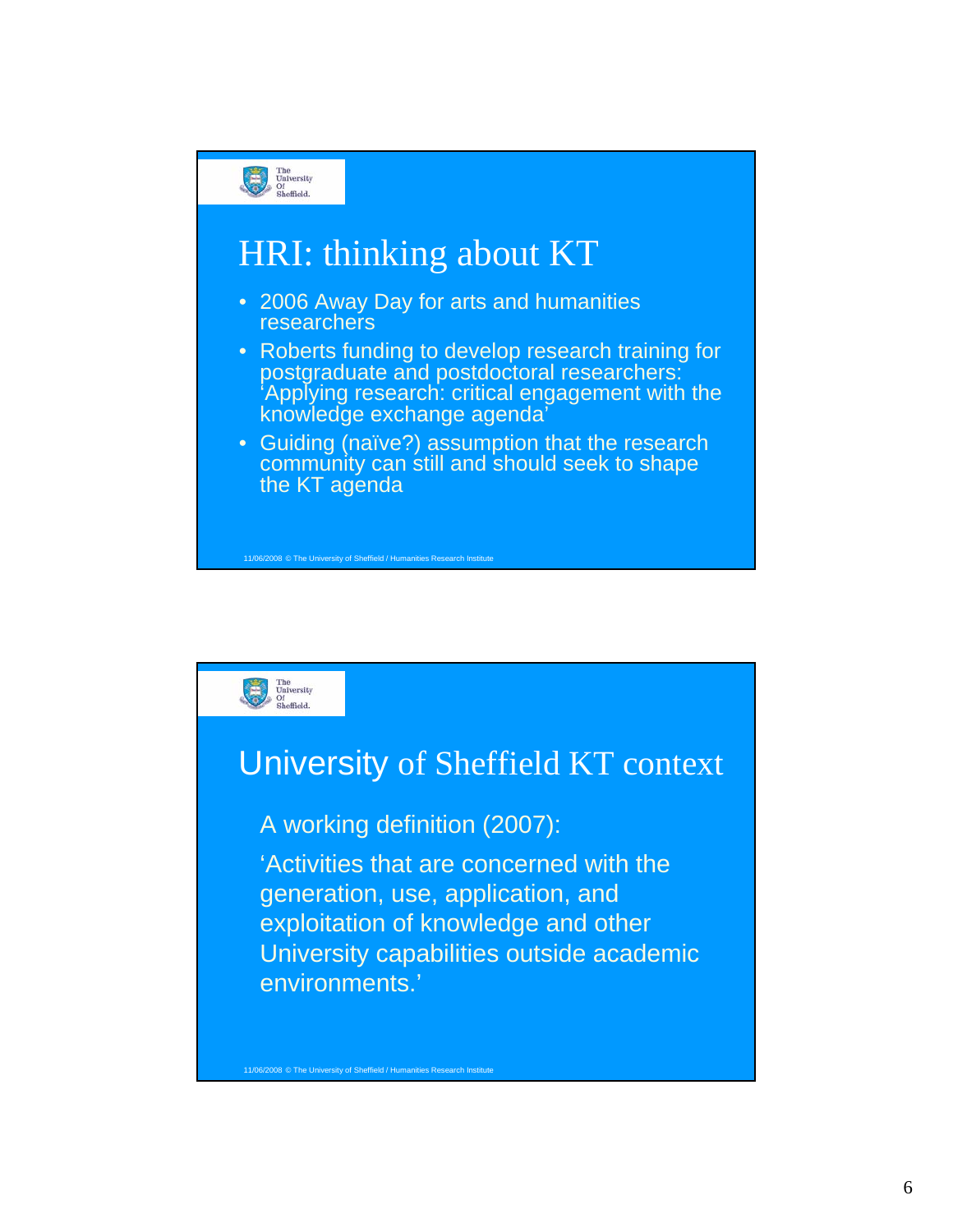## HRI: thinking about KT

- 2006 Away Day for arts and humanities researchers
- Roberts funding to develop research training for postgraduate and postdoctoral researchers: 'Applying research: critical engagement with the knowledge exchange agenda'
- Guiding (naïve?) assumption that the research community can still and should seek to shape the KT agenda

11/06/2008 © The University of Sheffield / Humanities Research Institute

## University of Sheffield KT context

A working definition (2007):

'Activities that are concerned with the generation, use, application, and exploitation of knowledge and other University capabilities outside academic environments.'

11/06/2008 © The University of Sheffield / Humanities Research Institute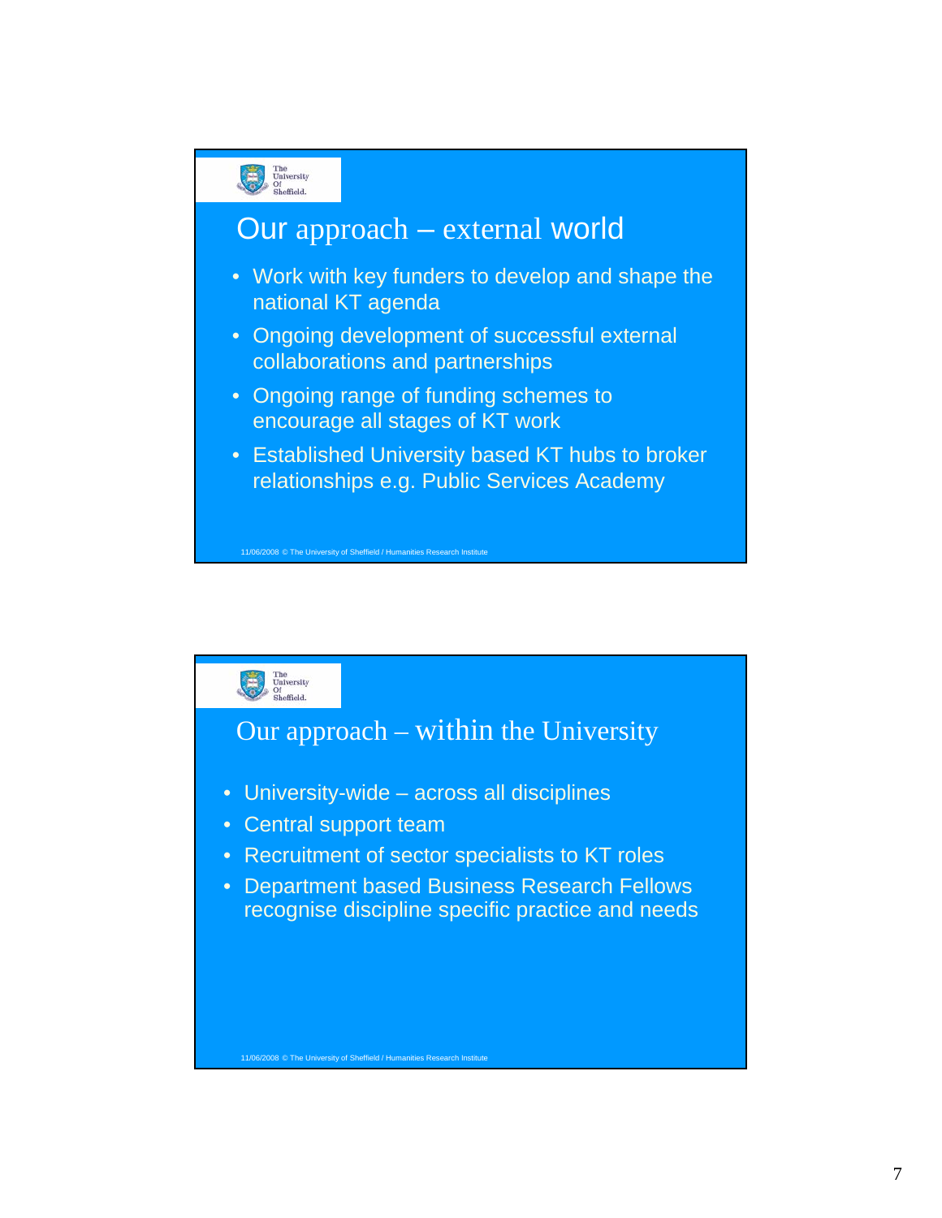## Our approach – external world

- Work with key funders to develop and shape the national KT agenda
- Ongoing development of successful external collaborations and partnerships
- Ongoing range of funding schemes to encourage all stages of KT work
- Established University based KT hubs to broker relationships e.g. Public Services Academy

11/06/2008 © The University of Sheffield / Humanities Research Institute

## Our approach – within the University

- University-wide – across all disciplines
- Central support team
- Recruitment of sector specialists to KT roles
- Department based Business Research Fellows recognise discipline specific practice and needs

11/06/2008 © The University of Sheffield / Humanities Research Institute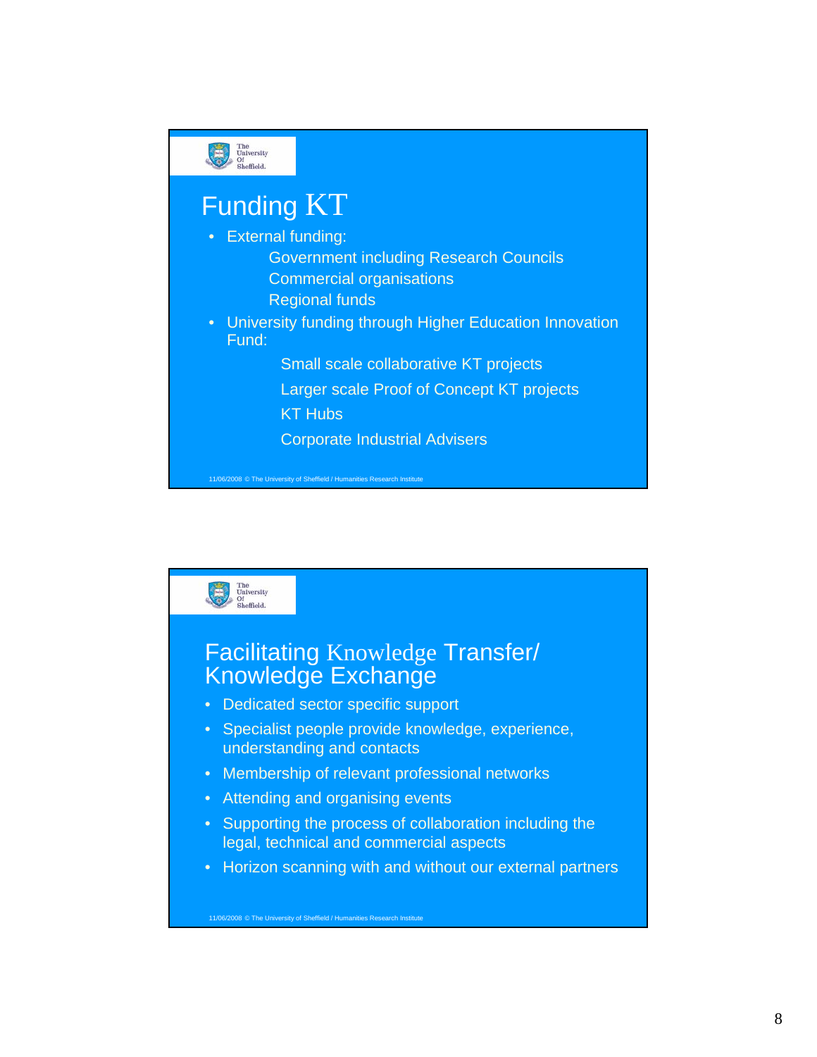## Funding KT

- External funding:
  - Government including Research Councils
  - Commercial organisations
  - Regional funds
- University funding through Higher Education Innovation Fund:
  - Small scale collaborative KT projects
  - Larger scale Proof of Concept KT projects
  - KT Hubs
  - Corporate Industrial Advisers

## Facilitating Knowledge Transfer/ Knowledge Exchange

- Dedicated sector specific support
- Specialist people provide knowledge, experience, understanding and contacts
- Membership of relevant professional networks
- Attending and organising events
- Supporting the process of collaboration including the legal, technical and commercial aspects
- Horizon scanning with and without our external partners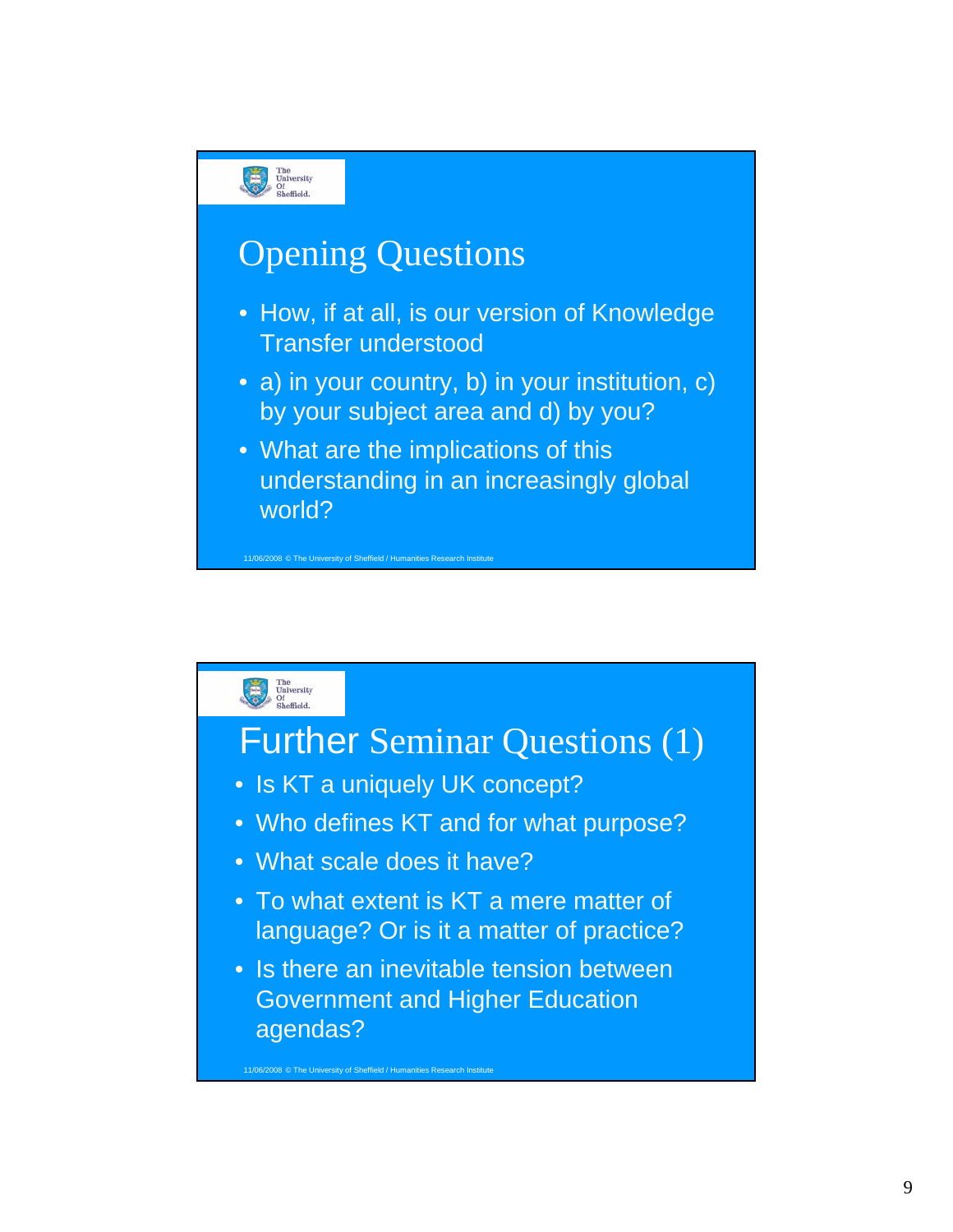## Opening Questions

- How, if at all, is our version of Knowledge Transfer understood
- a) in your country, b) in your institution, c) by your subject area and d) by you?
- What are the implications of this understanding in an increasingly global world?

## Further Seminar Questions (1)

- Is KT a uniquely UK concept?
- Who defines KT and for what purpose?
- What scale does it have?
- To what extent is KT a mere matter of language? Or is it a matter of practice?
- Is there an inevitable tension between Government and Higher Education agendas?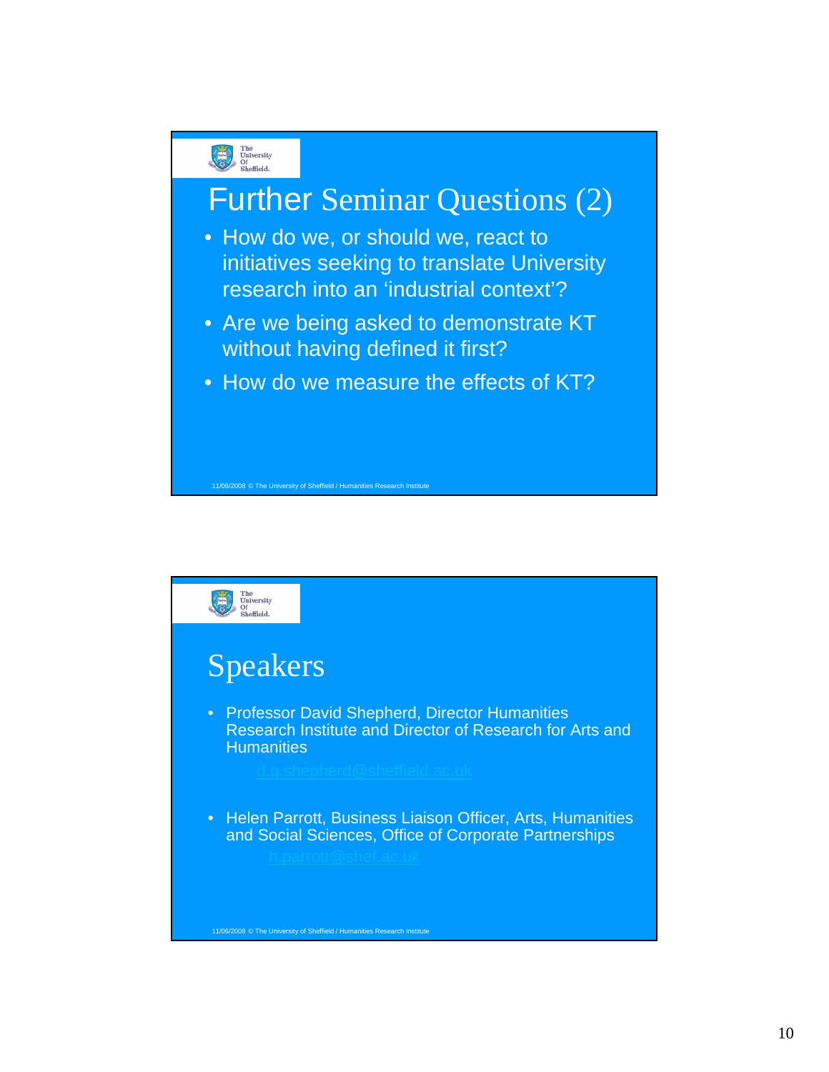## Further Seminar Questions (2)

- How do we, or should we, react to initiatives seeking to translate University research into an 'industrial context'?
- Are we being asked to demonstrate KT without having defined it first?
- How do we measure the effects of KT?

11/06/2008 © The University of Sheffield / Humanities Research Institute

## Speakers

- Professor David Shepherd, Director Humanities Research Institute and Director of Research for Arts and Humanities

  d.g.shepherd@sheffield.ac.uk

- Helen Parrott, Business Liaison Officer, Arts, Humanities and Social Sciences, Office of Corporate Partnerships

  h.parrott@shef.ac.uk

11/06/2008 © The University of Sheffield / Humanities Research Institute